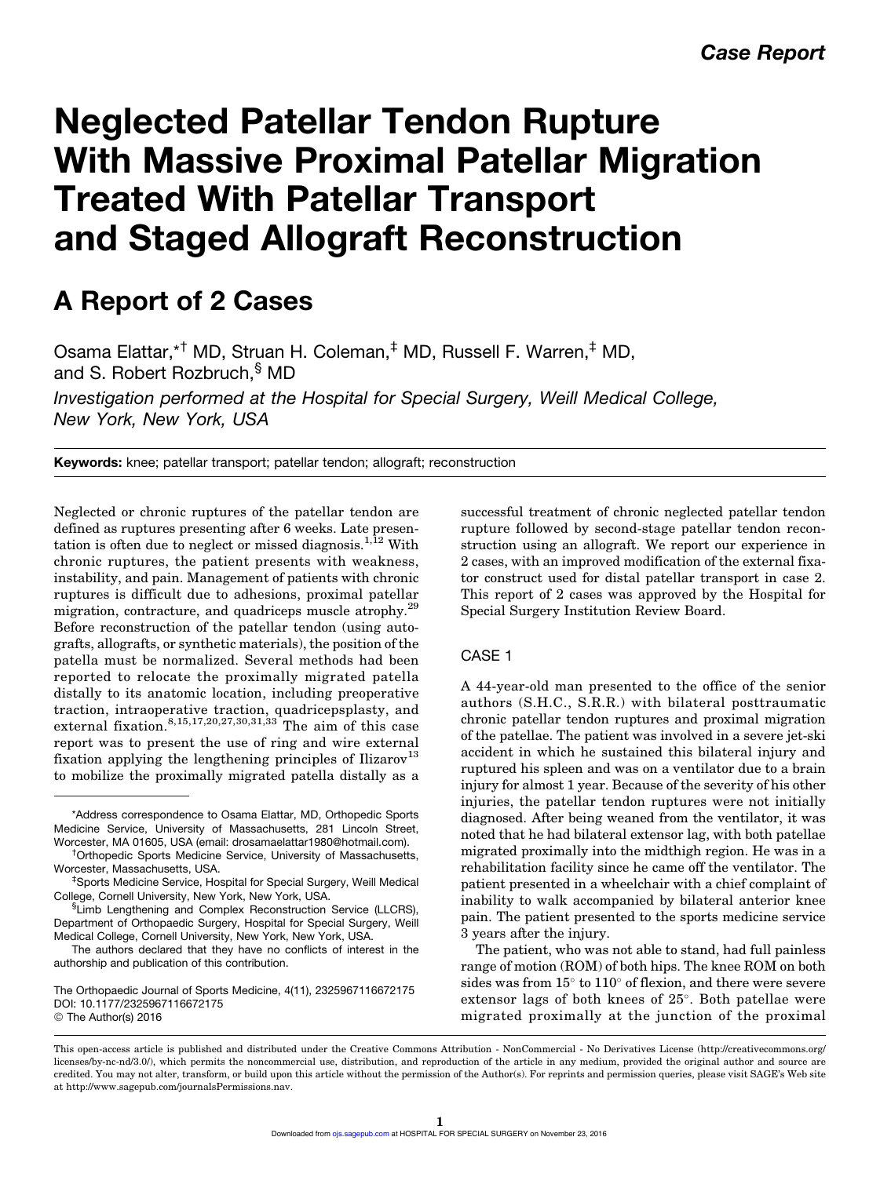Case Report

# Neglected Patellar Tendon Rupture With Massive Proximal Patellar Migration Treated With Patellar Transport and Staged Allograft Reconstruction

## A Report of 2 Cases

Osama Elattar,*† MD, Struan H. Coleman,‡ MD, Russell F. Warren,‡ MD, and S. Robert Rozbruch,§ MD

*Investigation performed at the Hospital for Special Surgery, Weill Medical College, New York, New York, USA*

**Keywords:** knee; patellar transport; patellar tendon; allograft; reconstruction

Neglected or chronic ruptures of the patellar tendon are defined as ruptures presenting after 6 weeks. Late presentation is often due to neglect or missed diagnosis.[1,12] With chronic ruptures, the patient presents with weakness, instability, and pain. Management of patients with chronic ruptures is difficult due to adhesions, proximal patellar migration, contracture, and quadriceps muscle atrophy.[29] Before reconstruction of the patellar tendon (using autografts, allografts, or synthetic materials), the position of the patella must be normalized. Several methods had been reported to relocate the proximally migrated patella distally to its anatomic location, including preoperative traction, intraoperative traction, quadricepsplasty, and external fixation.[8,15,17,20,27,30,31,33] The aim of this case report was to present the use of ring and wire external fixation applying the lengthening principles of Ilizarov[13] to mobilize the proximally migrated patella distally as a successful treatment of chronic neglected patellar tendon rupture followed by second-stage patellar tendon reconstruction using an allograft. We report our experience in 2 cases, with an improved modification of the external fixator construct used for distal patellar transport in case 2. This report of 2 cases was approved by the Hospital for Special Surgery Institution Review Board.

## CASE 1

A 44-year-old man presented to the office of the senior authors (S.H.C., S.R.R.) with bilateral posttraumatic chronic patellar tendon ruptures and proximal migration of the patellae. The patient was involved in a severe jet-ski accident in which he sustained this bilateral injury and ruptured his spleen and was on a ventilator due to a brain injury for almost 1 year. Because of the severity of his other injuries, the patellar tendon ruptures were not initially diagnosed. After being weaned from the ventilator, it was noted that he had bilateral extensor lag, with both patellae migrated proximally into the midthigh region. He was in a rehabilitation facility since he came off the ventilator. The patient presented in a wheelchair with a chief complaint of inability to walk accompanied by bilateral anterior knee pain. The patient presented to the sports medicine service 3 years after the injury.

The patient, who was not able to stand, had full painless range of motion (ROM) of both hips. The knee ROM on both sides was from 15° to 110° of flexion, and there were severe extensor lags of both knees of 25°. Both patellae were migrated proximally at the junction of the proximal

*Address correspondence to Osama Elattar, MD, Orthopedic Sports Medicine Service, University of Massachusetts, 281 Lincoln Street, Worcester, MA 01605, USA (email: drosamaelattar1980@hotmail.com).

†Orthopedic Sports Medicine Service, University of Massachusetts, Worcester, Massachusetts, USA.

‡Sports Medicine Service, Hospital for Special Surgery, Weill Medical College, Cornell University, New York, New York, USA.

§Limb Lengthening and Complex Reconstruction Service (LLCRS), Department of Orthopaedic Surgery, Hospital for Special Surgery, Weill Medical College, Cornell University, New York, New York, USA.

The authors declared that they have no conflicts of interest in the authorship and publication of this contribution.

The Orthopaedic Journal of Sports Medicine, 4(11), 2325967116672175
DOI: 10.1177/2325967116672175
© The Author(s) 2016

This open-access article is published and distributed under the Creative Commons Attribution - NonCommercial - No Derivatives License (http://creativecommons.org/licenses/by-nc-nd/3.0/), which permits the noncommercial use, distribution, and reproduction of the article in any medium, provided the original author and source are credited. You may not alter, transform, or build upon this article without the permission of the Author(s). For reprints and permission queries, please visit SAGE's Web site at http://www.sagepub.com/journalsPermissions.nav.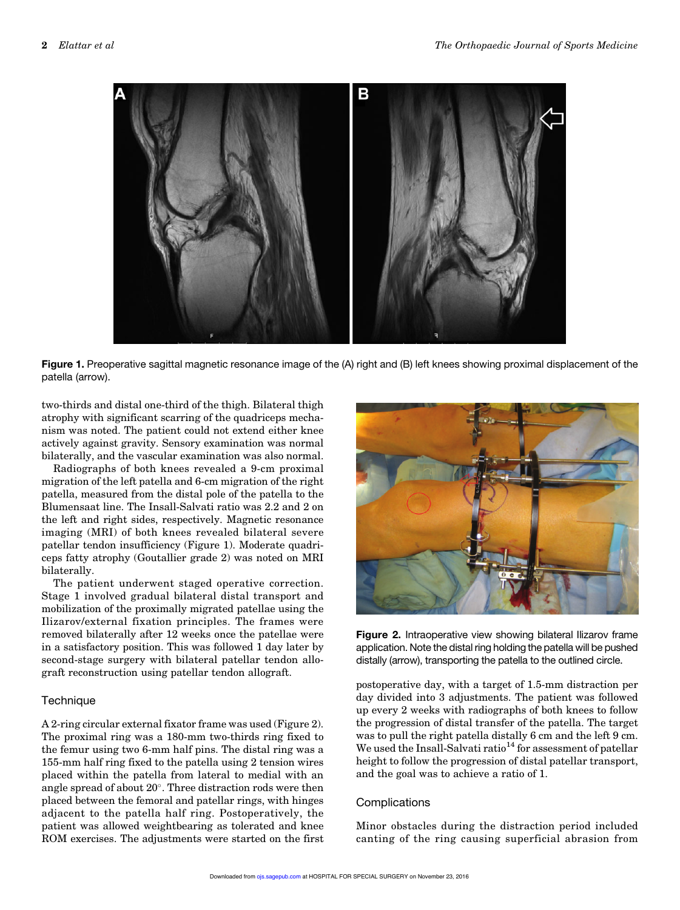Figure 1. Preoperative sagittal magnetic resonance image of the (A) right and (B) left knees showing proximal displacement of the patella (arrow).

two-thirds and distal one-third of the thigh. Bilateral thigh atrophy with significant scarring of the quadriceps mechanism was noted. The patient could not extend either knee actively against gravity. Sensory examination was normal bilaterally, and the vascular examination was also normal.

Radiographs of both knees revealed a 9-cm proximal migration of the left patella and 6-cm migration of the right patella, measured from the distal pole of the patella to the Blumensaat line. The Insall-Salvati ratio was 2.2 and 2 on the left and right sides, respectively. Magnetic resonance imaging (MRI) of both knees revealed bilateral severe patellar tendon insufficiency (Figure 1). Moderate quadriceps fatty atrophy (Goutallier grade 2) was noted on MRI bilaterally.

The patient underwent staged operative correction. Stage 1 involved gradual bilateral distal transport and mobilization of the proximally migrated patellae using the Ilizarov/external fixation principles. The frames were removed bilaterally after 12 weeks once the patellae were in a satisfactory position. This was followed 1 day later by second-stage surgery with bilateral patellar tendon allograft reconstruction using patellar tendon allograft.

## Technique

A 2-ring circular external fixator frame was used (Figure 2). The proximal ring was a 180-mm two-thirds ring fixed to the femur using two 6-mm half pins. The distal ring was a 155-mm half ring fixed to the patella using 2 tension wires placed within the patella from lateral to medial with an angle spread of about 20°. Three distraction rods were then placed between the femoral and patellar rings, with hinges adjacent to the patella half ring. Postoperatively, the patient was allowed weightbearing as tolerated and knee ROM exercises. The adjustments were started on the first

Figure 2. Intraoperative view showing bilateral Ilizarov frame application. Note the distal ring holding the patella will be pushed distally (arrow), transporting the patella to the outlined circle.

postoperative day, with a target of 1.5-mm distraction per day divided into 3 adjustments. The patient was followed up every 2 weeks with radiographs of both knees to follow the progression of distal transfer of the patella. The target was to pull the right patella distally 6 cm and the left 9 cm. We used the Insall-Salvati ratio[14] for assessment of patellar height to follow the progression of distal patellar transport, and the goal was to achieve a ratio of 1.

## Complications

Minor obstacles during the distraction period included canting of the ring causing superficial abrasion from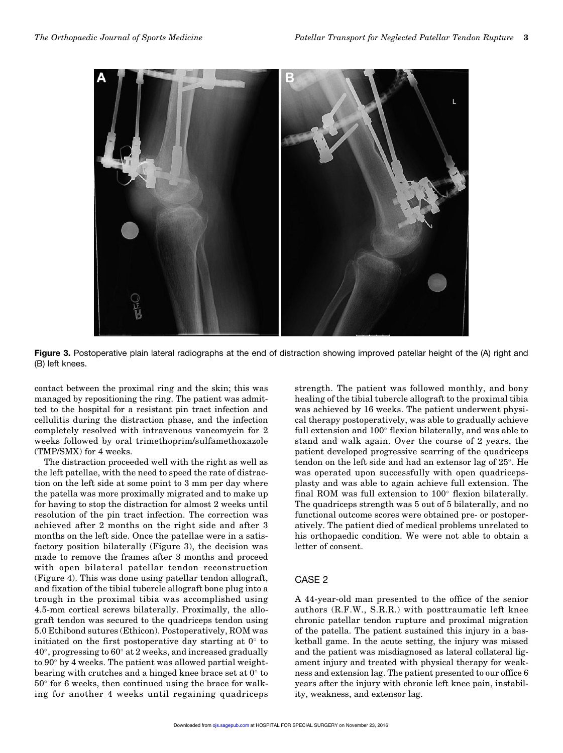Figure 3. Postoperative plain lateral radiographs at the end of distraction showing improved patellar height of the (A) right and (B) left knees.

contact between the proximal ring and the skin; this was managed by repositioning the ring. The patient was admitted to the hospital for a resistant pin tract infection and cellulitis during the distraction phase, and the infection completely resolved with intravenous vancomycin for 2 weeks followed by oral trimethoprim/sulfamethoxazole (TMP/SMX) for 4 weeks.

The distraction proceeded well with the right as well as the left patellae, with the need to speed the rate of distraction on the left side at some point to 3 mm per day where the patella was more proximally migrated and to make up for having to stop the distraction for almost 2 weeks until resolution of the pin tract infection. The correction was achieved after 2 months on the right side and after 3 months on the left side. Once the patellae were in a satisfactory position bilaterally (Figure 3), the decision was made to remove the frames after 3 months and proceed with open bilateral patellar tendon reconstruction (Figure 4). This was done using patellar tendon allograft, and fixation of the tibial tubercle allograft bone plug into a trough in the proximal tibia was accomplished using 4.5-mm cortical screws bilaterally. Proximally, the allograft tendon was secured to the quadriceps tendon using 5.0 Ethibond sutures (Ethicon). Postoperatively, ROM was initiated on the first postoperative day starting at 0° to 40°, progressing to 60° at 2 weeks, and increased gradually to 90° by 4 weeks. The patient was allowed partial weight-bearing with crutches and a hinged knee brace set at 0° to 50° for 6 weeks, then continued using the brace for walking for another 4 weeks until regaining quadriceps strength. The patient was followed monthly, and bony healing of the tibial tubercle allograft to the proximal tibia was achieved by 16 weeks. The patient underwent physical therapy postoperatively, was able to gradually achieve full extension and 100° flexion bilaterally, and was able to stand and walk again. Over the course of 2 years, the patient developed progressive scarring of the quadriceps tendon on the left side and had an extensor lag of 25°. He was operated upon successfully with open quadricepsplasty and was able to again achieve full extension. The final ROM was full extension to 100° flexion bilaterally. The quadriceps strength was 5 out of 5 bilaterally, and no functional outcome scores were obtained pre- or postoperatively. The patient died of medical problems unrelated to his orthopaedic condition. We were not able to obtain a letter of consent.

## CASE 2

A 44-year-old man presented to the office of the senior authors (R.F.W., S.R.R.) with posttraumatic left knee chronic patellar tendon rupture and proximal migration of the patella. The patient sustained this injury in a basketball game. In the acute setting, the injury was missed and the patient was misdiagnosed as lateral collateral ligament injury and treated with physical therapy for weakness and extension lag. The patient presented to our office 6 years after the injury with chronic left knee pain, instability, weakness, and extensor lag.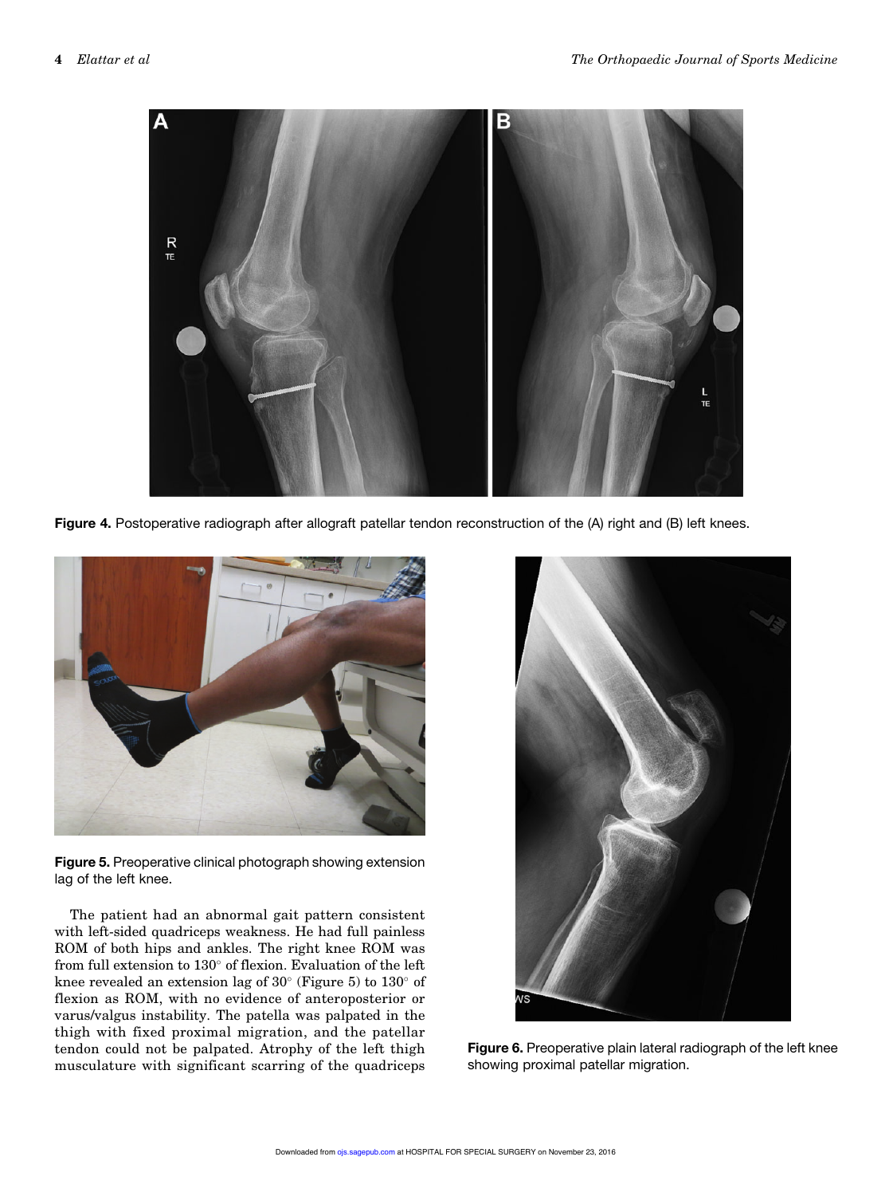Figure 4. Postoperative radiograph after allograft patellar tendon reconstruction of the (A) right and (B) left knees.

Figure 5. Preoperative clinical photograph showing extension lag of the left knee.

The patient had an abnormal gait pattern consistent with left-sided quadriceps weakness. He had full painless ROM of both hips and ankles. The right knee ROM was from full extension to 130° of flexion. Evaluation of the left knee revealed an extension lag of 30° (Figure 5) to 130° of flexion as ROM, with no evidence of anteroposterior or varus/valgus instability. The patella was palpated in the thigh with fixed proximal migration, and the patellar tendon could not be palpated. Atrophy of the left thigh musculature with significant scarring of the quadriceps

Figure 6. Preoperative plain lateral radiograph of the left knee showing proximal patellar migration.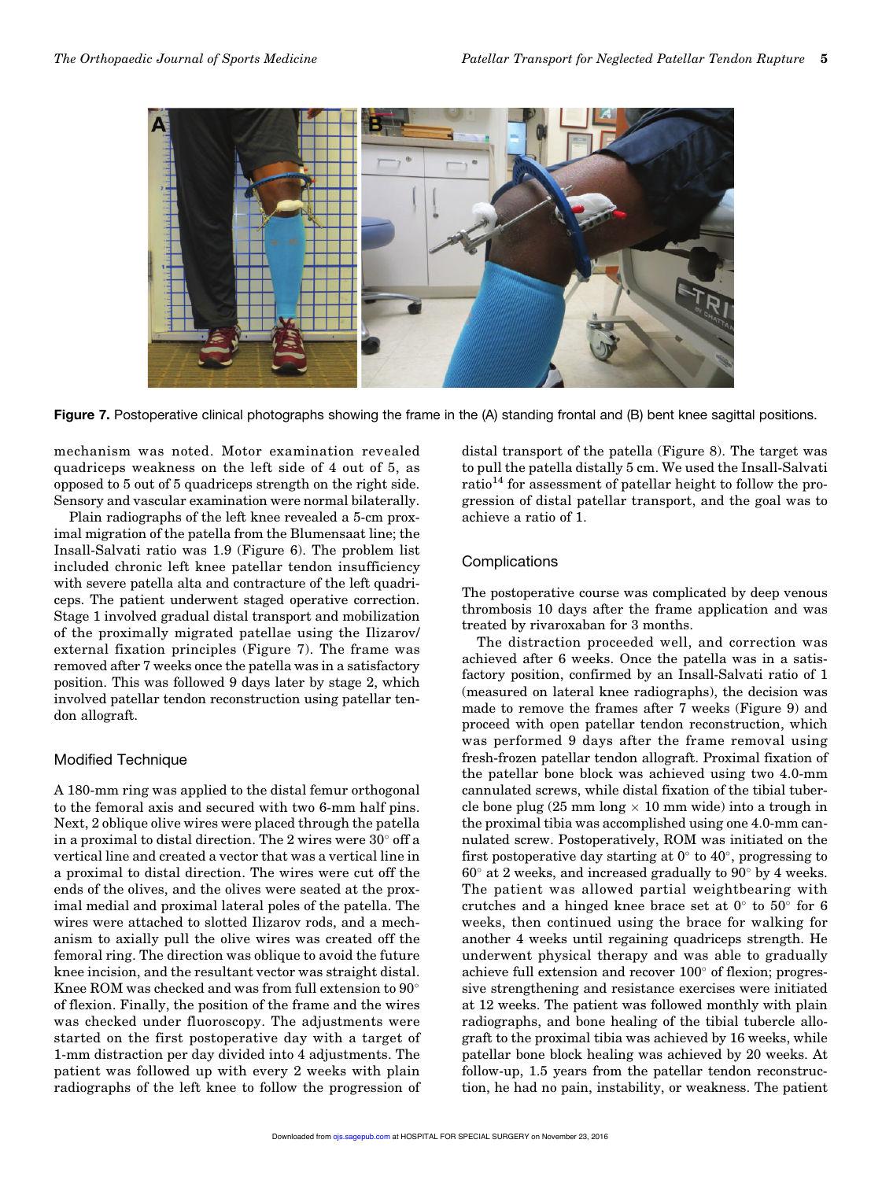Figure 7. Postoperative clinical photographs showing the frame in the (A) standing frontal and (B) bent knee sagittal positions.

mechanism was noted. Motor examination revealed quadriceps weakness on the left side of 4 out of 5, as opposed to 5 out of 5 quadriceps strength on the right side. Sensory and vascular examination were normal bilaterally.

Plain radiographs of the left knee revealed a 5-cm proximal migration of the patella from the Blumensaat line; the Insall-Salvati ratio was 1.9 (Figure 6). The problem list included chronic left knee patellar tendon insufficiency with severe patella alta and contracture of the left quadriceps. The patient underwent staged operative correction. Stage 1 involved gradual distal transport and mobilization of the proximally migrated patellae using the Ilizarov/external fixation principles (Figure 7). The frame was removed after 7 weeks once the patella was in a satisfactory position. This was followed 9 days later by stage 2, which involved patellar tendon reconstruction using patellar tendon allograft.

## Modified Technique

A 180-mm ring was applied to the distal femur orthogonal to the femoral axis and secured with two 6-mm half pins. Next, 2 oblique olive wires were placed through the patella in a proximal to distal direction. The 2 wires were 30° off a vertical line and created a vector that was a vertical line in a proximal to distal direction. The wires were cut off the ends of the olives, and the olives were seated at the proximal medial and proximal lateral poles of the patella. The wires were attached to slotted Ilizarov rods, and a mechanism to axially pull the olive wires was created off the femoral ring. The direction was oblique to avoid the future knee incision, and the resultant vector was straight distal. Knee ROM was checked and was from full extension to 90° of flexion. Finally, the position of the frame and the wires was checked under fluoroscopy. The adjustments were started on the first postoperative day with a target of 1-mm distraction per day divided into 4 adjustments. The patient was followed up with every 2 weeks with plain radiographs of the left knee to follow the progression of distal transport of the patella (Figure 8). The target was to pull the patella distally 5 cm. We used the Insall-Salvati ratio[14] for assessment of patellar height to follow the progression of distal patellar transport, and the goal was to achieve a ratio of 1.

## Complications

The postoperative course was complicated by deep venous thrombosis 10 days after the frame application and was treated by rivaroxaban for 3 months.

The distraction proceeded well, and correction was achieved after 6 weeks. Once the patella was in a satisfactory position, confirmed by an Insall-Salvati ratio of 1 (measured on lateral knee radiographs), the decision was made to remove the frames after 7 weeks (Figure 9) and proceed with open patellar tendon reconstruction, which was performed 9 days after the frame removal using fresh-frozen patellar tendon allograft. Proximal fixation of the patellar bone block was achieved using two 4.0-mm cannulated screws, while distal fixation of the tibial tubercle bone plug (25 mm long × 10 mm wide) into a trough in the proximal tibia was accomplished using one 4.0-mm cannulated screw. Postoperatively, ROM was initiated on the first postoperative day starting at 0° to 40°, progressing to 60° at 2 weeks, and increased gradually to 90° by 4 weeks. The patient was allowed partial weightbearing with crutches and a hinged knee brace set at 0° to 50° for 6 weeks, then continued using the brace for walking for another 4 weeks until regaining quadriceps strength. He underwent physical therapy and was able to gradually achieve full extension and recover 100° of flexion; progressive strengthening and resistance exercises were initiated at 12 weeks. The patient was followed monthly with plain radiographs, and bone healing of the tibial tubercle allograft to the proximal tibia was achieved by 16 weeks, while patellar bone block healing was achieved by 20 weeks. At follow-up, 1.5 years from the patellar tendon reconstruction, he had no pain, instability, or weakness. The patient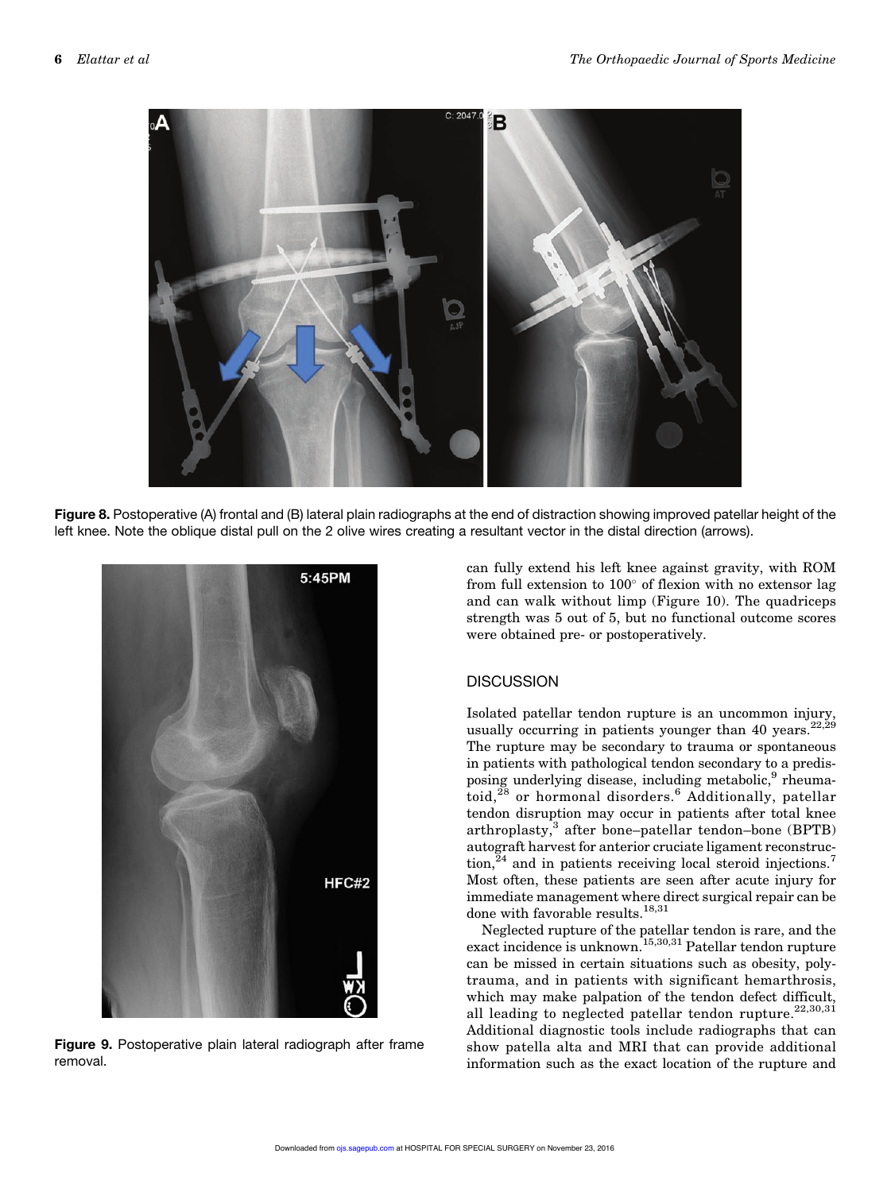Figure 8. Postoperative (A) frontal and (B) lateral plain radiographs at the end of distraction showing improved patellar height of the left knee. Note the oblique distal pull on the 2 olive wires creating a resultant vector in the distal direction (arrows).

Figure 9. Postoperative plain lateral radiograph after frame removal.

can fully extend his left knee against gravity, with ROM from full extension to 100° of flexion with no extensor lag and can walk without limp (Figure 10). The quadriceps strength was 5 out of 5, but no functional outcome scores were obtained pre- or postoperatively.

## DISCUSSION

Isolated patellar tendon rupture is an uncommon injury, usually occurring in patients younger than 40 years.[22,29] The rupture may be secondary to trauma or spontaneous in patients with pathological tendon secondary to a predisposing underlying disease, including metabolic,[9] rheumatoid,[28] or hormonal disorders.[6] Additionally, patellar tendon disruption may occur in patients after total knee arthroplasty,[3] after bone–patellar tendon–bone (BPTB) autograft harvest for anterior cruciate ligament reconstruction,[24] and in patients receiving local steroid injections.[7] Most often, these patients are seen after acute injury for immediate management where direct surgical repair can be done with favorable results.[18,31]

Neglected rupture of the patellar tendon is rare, and the exact incidence is unknown.[15,30,31] Patellar tendon rupture can be missed in certain situations such as obesity, polytrauma, and in patients with significant hemarthrosis, which may make palpation of the tendon defect difficult, all leading to neglected patellar tendon rupture.[22,30,31] Additional diagnostic tools include radiographs that can show patella alta and MRI that can provide additional information such as the exact location of the rupture and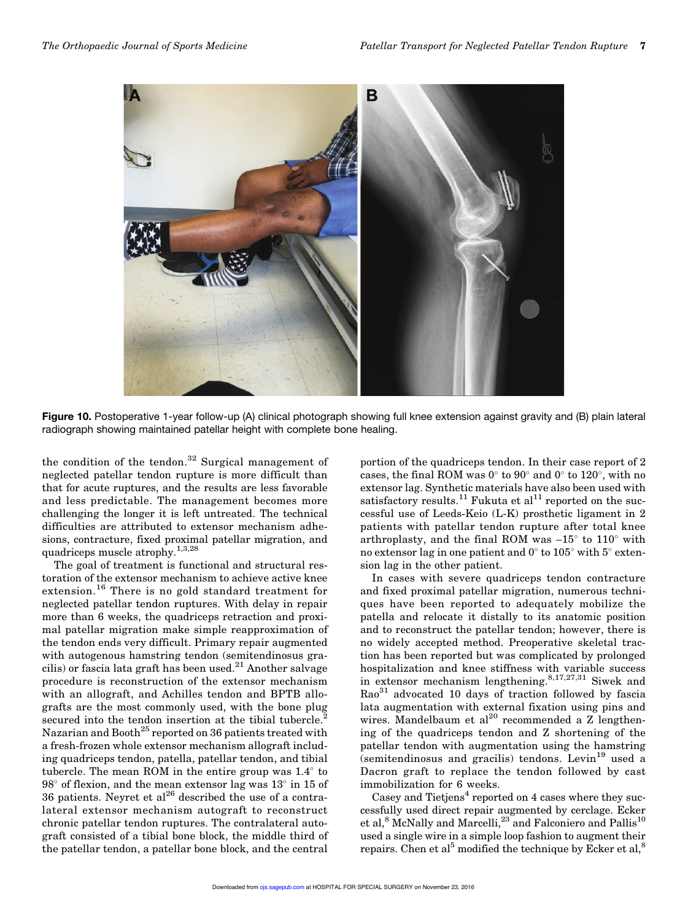Figure 10. Postoperative 1-year follow-up (A) clinical photograph showing full knee extension against gravity and (B) plain lateral radiograph showing maintained patellar height with complete bone healing.

the condition of the tendon.[32] Surgical management of neglected patellar tendon rupture is more difficult than that for acute ruptures, and the results are less favorable and less predictable. The management becomes more challenging the longer it is left untreated. The technical difficulties are attributed to extensor mechanism adhesions, contracture, fixed proximal patellar migration, and quadriceps muscle atrophy.[1,3,28]

The goal of treatment is functional and structural restoration of the extensor mechanism to achieve active knee extension.[16] There is no gold standard treatment for neglected patellar tendon ruptures. With delay in repair more than 6 weeks, the quadriceps retraction and proximal patellar migration make simple reapproximation of the tendon ends very difficult. Primary repair augmented with autogenous hamstring tendon (semitendinosus gracilis) or fascia lata graft has been used.[21] Another salvage procedure is reconstruction of the extensor mechanism with an allograft, and Achilles tendon and BPTB allografts are the most commonly used, with the bone plug secured into the tendon insertion at the tibial tubercle.[2] Nazarian and Booth[25] reported on 36 patients treated with a fresh-frozen whole extensor mechanism allograft including quadriceps tendon, patella, patellar tendon, and tibial tubercle. The mean ROM in the entire group was 1.4° to 98° of flexion, and the mean extensor lag was 13° in 15 of 36 patients. Neyret et al[26] described the use of a contralateral extensor mechanism autograft to reconstruct chronic patellar tendon ruptures. The contralateral autograft consisted of a tibial bone block, the middle third of the patellar tendon, a patellar bone block, and the central portion of the quadriceps tendon. In their case report of 2 cases, the final ROM was 0° to 90° and 0° to 120°, with no extensor lag. Synthetic materials have also been used with satisfactory results.[11] Fukuta et al[11] reported on the successful use of Leeds-Keio (L-K) prosthetic ligament in 2 patients with patellar tendon rupture after total knee arthroplasty, and the final ROM was –15° to 110° with no extensor lag in one patient and 0° to 105° with 5° extension lag in the other patient.

In cases with severe quadriceps tendon contracture and fixed proximal patellar migration, numerous techniques have been reported to adequately mobilize the patella and relocate it distally to its anatomic position and to reconstruct the patellar tendon; however, there is no widely accepted method. Preoperative skeletal traction has been reported but was complicated by prolonged hospitalization and knee stiffness with variable success in extensor mechanism lengthening.[8,17,27,31] Siwek and Rao[31] advocated 10 days of traction followed by fascia lata augmentation with external fixation using pins and wires. Mandelbaum et al[20] recommended a Z lengthening of the quadriceps tendon and Z shortening of the patellar tendon with augmentation using the hamstring (semitendinosus and gracilis) tendons. Levin[19] used a Dacron graft to replace the tendon followed by cast immobilization for 6 weeks.

Casey and Tietjens[4] reported on 4 cases where they successfully used direct repair augmented by cerclage. Ecker et al,[8] McNally and Marcelli,[23] and Falconiero and Pallis[10] used a single wire in a simple loop fashion to augment their repairs. Chen et al[5] modified the technique by Ecker et al,[8]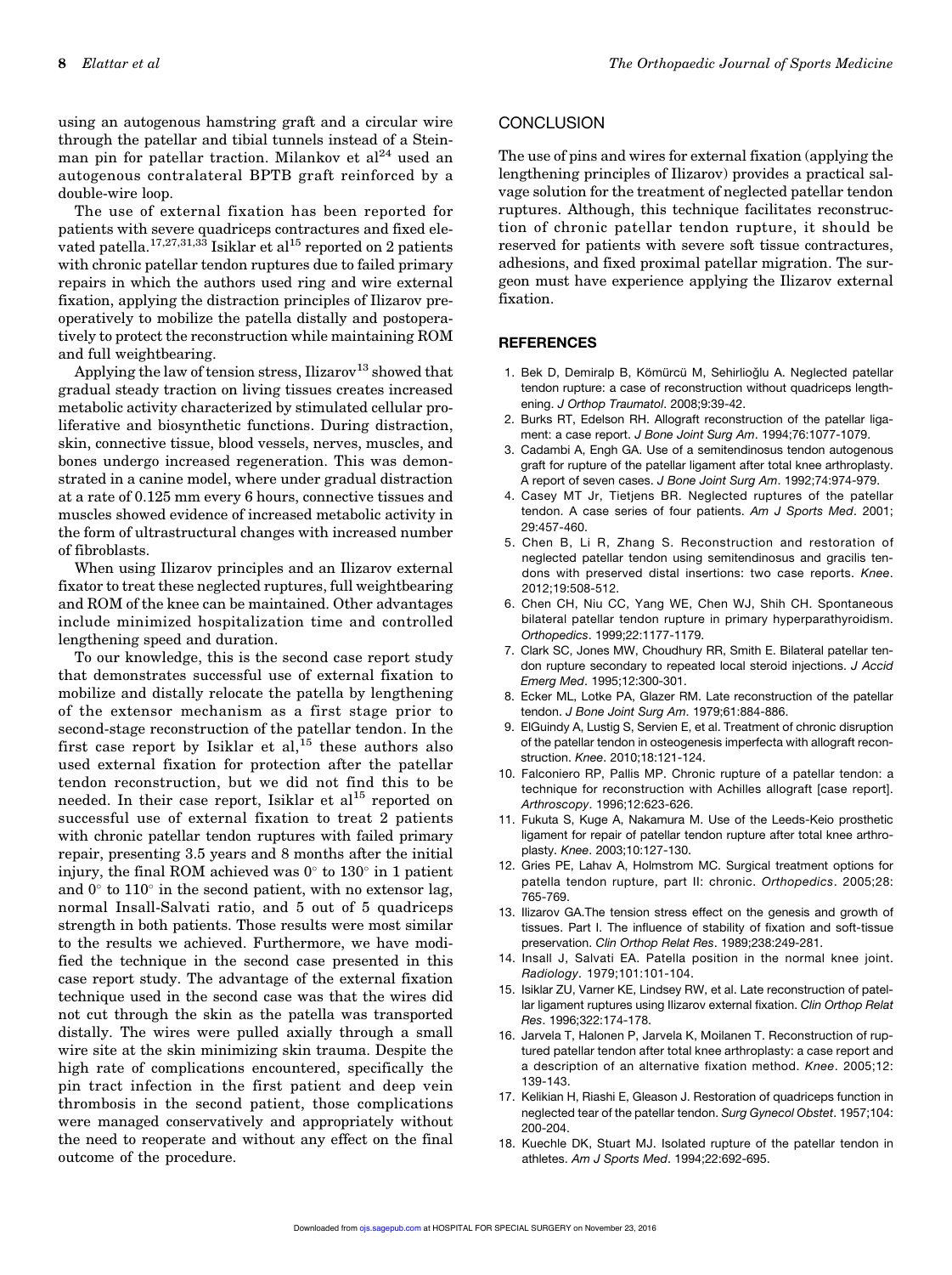using an autogenous hamstring graft and a circular wire through the patellar and tibial tunnels instead of a Steinman pin for patellar traction. Milankov et al[24] used an autogenous contralateral BPTB graft reinforced by a double-wire loop.

The use of external fixation has been reported for patients with severe quadriceps contractures and fixed elevated patella.[17,27,31,33] Isiklar et al[15] reported on 2 patients with chronic patellar tendon ruptures due to failed primary repairs in which the authors used ring and wire external fixation, applying the distraction principles of Ilizarov preoperatively to mobilize the patella distally and postoperatively to protect the reconstruction while maintaining ROM and full weightbearing.

Applying the law of tension stress, Ilizarov[13] showed that gradual steady traction on living tissues creates increased metabolic activity characterized by stimulated cellular proliferative and biosynthetic functions. During distraction, skin, connective tissue, blood vessels, nerves, muscles, and bones undergo increased regeneration. This was demonstrated in a canine model, where under gradual distraction at a rate of 0.125 mm every 6 hours, connective tissues and muscles showed evidence of increased metabolic activity in the form of ultrastructural changes with increased number of fibroblasts.

When using Ilizarov principles and an Ilizarov external fixator to treat these neglected ruptures, full weightbearing and ROM of the knee can be maintained. Other advantages include minimized hospitalization time and controlled lengthening speed and duration.

To our knowledge, this is the second case report study that demonstrates successful use of external fixation to mobilize and distally relocate the patella by lengthening of the extensor mechanism as a first stage prior to second-stage reconstruction of the patellar tendon. In the first case report by Isiklar et al,[15] these authors also used external fixation for protection after the patellar tendon reconstruction, but we did not find this to be needed. In their case report, Isiklar et al[15] reported on successful use of external fixation to treat 2 patients with chronic patellar tendon ruptures with failed primary repair, presenting 3.5 years and 8 months after the initial injury, the final ROM achieved was $0^\circ$ to $130^\circ$ in 1 patient and $0^\circ$ to $110^\circ$ in the second patient, with no extensor lag, normal Insall-Salvati ratio, and 5 out of 5 quadriceps strength in both patients. Those results were most similar to the results we achieved. Furthermore, we have modified the technique in the second case presented in this case report study. The advantage of the external fixation technique used in the second case was that the wires did not cut through the skin as the patella was transported distally. The wires were pulled axially through a small wire site at the skin minimizing skin trauma. Despite the high rate of complications encountered, specifically the pin tract infection in the first patient and deep vein thrombosis in the second patient, those complications were managed conservatively and appropriately without the need to reoperate and without any effect on the final outcome of the procedure.

## CONCLUSION

The use of pins and wires for external fixation (applying the lengthening principles of Ilizarov) provides a practical salvage solution for the treatment of neglected patellar tendon ruptures. Although, this technique facilitates reconstruction of chronic patellar tendon rupture, it should be reserved for patients with severe soft tissue contractures, adhesions, and fixed proximal patellar migration. The surgeon must have experience applying the Ilizarov external fixation.

## REFERENCES

1. Bek D, Demiralp B, Kömürcü M, Sehirlioğlu A. Neglected patellar tendon rupture: a case of reconstruction without quadriceps lengthening. *J Orthop Traumatol*. 2008;9:39-42.
2. Burks RT, Edelson RH. Allograft reconstruction of the patellar ligament: a case report. *J Bone Joint Surg Am*. 1994;76:1077-1079.
3. Cadambi A, Engh GA. Use of a semitendinosus tendon autogenous graft for rupture of the patellar ligament after total knee arthroplasty. A report of seven cases. *J Bone Joint Surg Am*. 1992;74:974-979.
4. Casey MT Jr, Tietjens BR. Neglected ruptures of the patellar tendon. A case series of four patients. *Am J Sports Med*. 2001; 29:457-460.
5. Chen B, Li R, Zhang S. Reconstruction and restoration of neglected patellar tendon using semitendinosus and gracilis tendons with preserved distal insertions: two case reports. *Knee*. 2012;19:508-512.
6. Chen CH, Niu CC, Yang WE, Chen WJ, Shih CH. Spontaneous bilateral patellar tendon rupture in primary hyperparathyroidism. *Orthopedics*. 1999;22:1177-1179.
7. Clark SC, Jones MW, Choudhury RR, Smith E. Bilateral patellar tendon rupture secondary to repeated local steroid injections. *J Accid Emerg Med*. 1995;12:300-301.
8. Ecker ML, Lotke PA, Glazer RM. Late reconstruction of the patellar tendon. *J Bone Joint Surg Am*. 1979;61:884-886.
9. ElGuindy A, Lustig S, Servien E, et al. Treatment of chronic disruption of the patellar tendon in osteogenesis imperfecta with allograft reconstruction. *Knee*. 2010;18:121-124.
10. Falconiero RP, Pallis MP. Chronic rupture of a patellar tendon: a technique for reconstruction with Achilles allograft [case report]. *Arthroscopy*. 1996;12:623-626.
11. Fukuta S, Kuge A, Nakamura M. Use of the Leeds-Keio prosthetic ligament for repair of patellar tendon rupture after total knee arthroplasty. *Knee*. 2003;10:127-130.
12. Gries PE, Lahav A, Holmstrom MC. Surgical treatment options for patella tendon rupture, part II: chronic. *Orthopedics*. 2005;28: 765-769.
13. Ilizarov GA.The tension stress effect on the genesis and growth of tissues. Part I. The influence of stability of fixation and soft-tissue preservation. *Clin Orthop Relat Res*. 1989;238:249-281.
14. Insall J, Salvati EA. Patella position in the normal knee joint. *Radiology*. 1979;101:101-104.
15. Isiklar ZU, Varner KE, Lindsey RW, et al. Late reconstruction of patellar ligament ruptures using Ilizarov external fixation. *Clin Orthop Relat Res*. 1996;322:174-178.
16. Jarvela T, Halonen P, Jarvela K, Moilanen T. Reconstruction of ruptured patellar tendon after total knee arthroplasty: a case report and a description of an alternative fixation method. *Knee*. 2005;12: 139-143.
17. Kelikian H, Riashi E, Gleason J. Restoration of quadriceps function in neglected tear of the patellar tendon. *Surg Gynecol Obstet*. 1957;104: 200-204.
18. Kuechle DK, Stuart MJ. Isolated rupture of the patellar tendon in athletes. *Am J Sports Med*. 1994;22:692-695.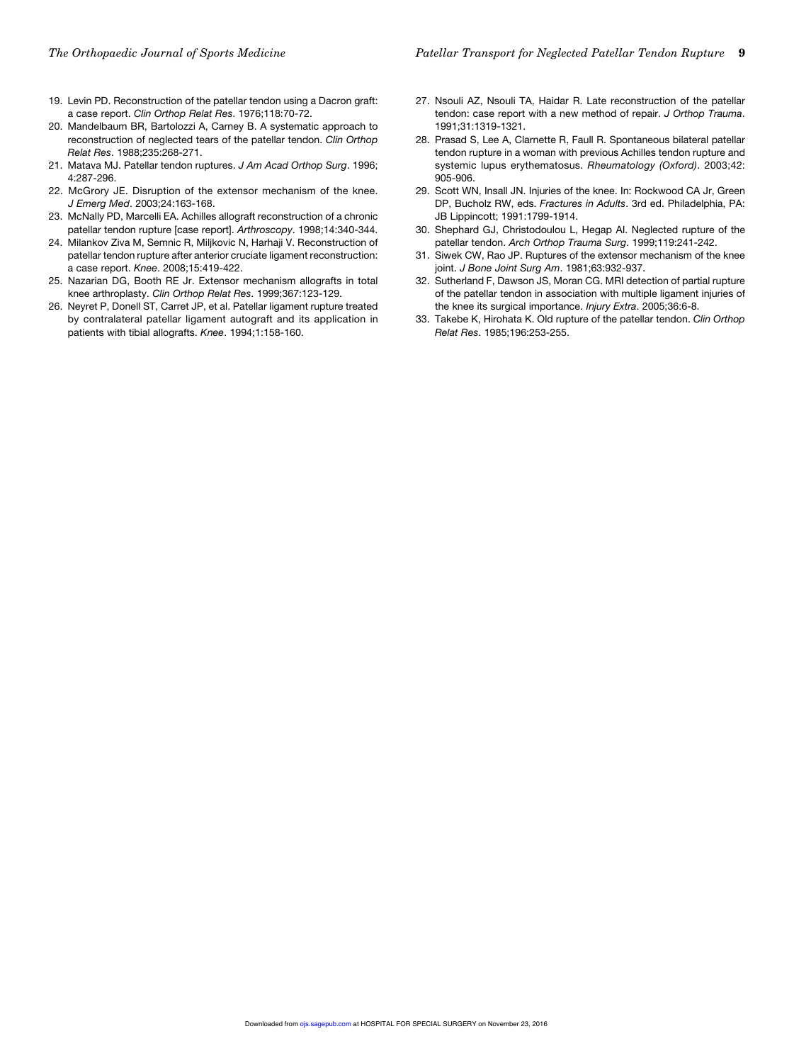19. Levin PD. Reconstruction of the patellar tendon using a Dacron graft: a case report. *Clin Orthop Relat Res*. 1976;118:70-72.
20. Mandelbaum BR, Bartolozzi A, Carney B. A systematic approach to reconstruction of neglected tears of the patellar tendon. *Clin Orthop Relat Res*. 1988;235:268-271.
21. Matava MJ. Patellar tendon ruptures. *J Am Acad Orthop Surg*. 1996; 4:287-296.
22. McGrory JE. Disruption of the extensor mechanism of the knee. *J Emerg Med*. 2003;24:163-168.
23. McNally PD, Marcelli EA. Achilles allograft reconstruction of a chronic patellar tendon rupture [case report]. *Arthroscopy*. 1998;14:340-344.
24. Milankov Ziva M, Semnic R, Miljkovic N, Harhaji V. Reconstruction of patellar tendon rupture after anterior cruciate ligament reconstruction: a case report. *Knee*. 2008;15:419-422.
25. Nazarian DG, Booth RE Jr. Extensor mechanism allografts in total knee arthroplasty. *Clin Orthop Relat Res*. 1999;367:123-129.
26. Neyret P, Donell ST, Carret JP, et al. Patellar ligament rupture treated by contralateral patellar ligament autograft and its application in patients with tibial allografts. *Knee*. 1994;1:158-160.
27. Nsouli AZ, Nsouli TA, Haidar R. Late reconstruction of the patellar tendon: case report with a new method of repair. *J Orthop Trauma*. 1991;31:1319-1321.
28. Prasad S, Lee A, Clarnette R, Faull R. Spontaneous bilateral patellar tendon rupture in a woman with previous Achilles tendon rupture and systemic lupus erythematosus. *Rheumatology (Oxford)*. 2003;42: 905-906.
29. Scott WN, Insall JN. Injuries of the knee. In: Rockwood CA Jr, Green DP, Bucholz RW, eds. *Fractures in Adults*. 3rd ed. Philadelphia, PA: JB Lippincott; 1991:1799-1914.
30. Shephard GJ, Christodoulou L, Hegap AI. Neglected rupture of the patellar tendon. *Arch Orthop Trauma Surg*. 1999;119:241-242.
31. Siwek CW, Rao JP. Ruptures of the extensor mechanism of the knee joint. *J Bone Joint Surg Am*. 1981;63:932-937.
32. Sutherland F, Dawson JS, Moran CG. MRI detection of partial rupture of the patellar tendon in association with multiple ligament injuries of the knee its surgical importance. *Injury Extra*. 2005;36:6-8.
33. Takebe K, Hirohata K. Old rupture of the patellar tendon. *Clin Orthop Relat Res*. 1985;196:253-255.